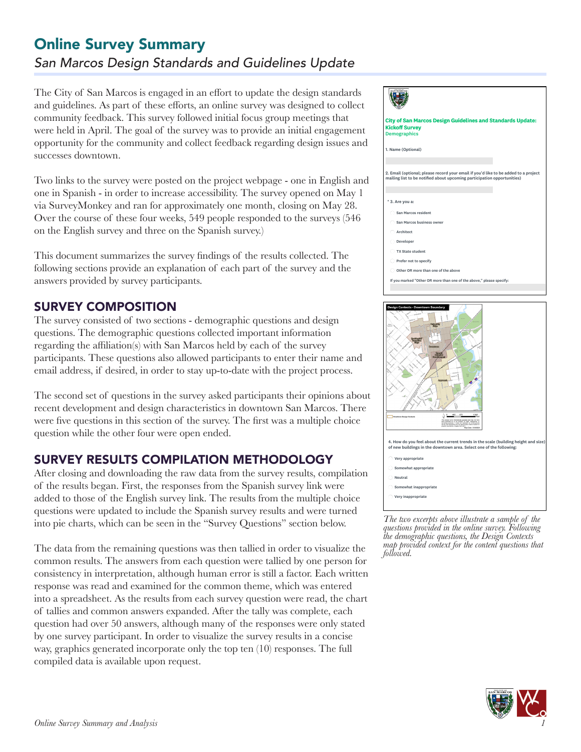# Online Survey Summary

*San Marcos Design Standards and Guidelines Update*

The City of San Marcos is engaged in an effort to update the design standards and guidelines. As part of these efforts, an online survey was designed to collect community feedback. This survey followed initial focus group meetings that were held in April. The goal of the survey was to provide an initial engagement opportunity for the community and collect feedback regarding design issues and successes downtown.

Two links to the survey were posted on the project webpage - one in English and one in Spanish - in order to increase accessibility. The survey opened on May 1 via SurveyMonkey and ran for approximately one month, closing on May 28. Over the course of these four weeks, 549 people responded to the surveys (546 on the English survey and three on the Spanish survey.)

This document summarizes the survey findings of the results collected. The following sections provide an explanation of each part of the survey and the answers provided by survey participants.

## SURVEY COMPOSITION

The survey consisted of two sections - demographic questions and design questions. The demographic questions collected important information regarding the affiliation(s) with San Marcos held by each of the survey participants. These questions also allowed participants to enter their name and email address, if desired, in order to stay up-to-date with the project process.

The second set of questions in the survey asked participants their opinions about recent development and design characteristics in downtown San Marcos. There were five questions in this section of the survey. The first was a multiple choice question while the other four were open ended.

## SURVEY RESULTS COMPILATION METHODOLOGY

After closing and downloading the raw data from the survey results, compilation of the results began. First, the responses from the Spanish survey link were added to those of the English survey link. The results from the multiple choice questions were updated to include the Spanish survey results and were turned into pie charts, which can be seen in the "Survey Questions" section below.

The data from the remaining questions was then tallied in order to visualize the common results. The answers from each question were tallied by one person for consistency in interpretation, although human error is still a factor. Each written response was read and examined for the common theme, which was entered into a spreadsheet. As the results from each survey question were read, the chart of tallies and common answers expanded. After the tally was complete, each question had over 50 answers, although many of the responses were only stated by one survey participant. In order to visualize the survey results in a concise way, graphics generated incorporate only the top ten (10) responses. The full compiled data is available upon request.

**City of San Marcos Design Guidelines and Standards Update: Kickoff Survey**
Demographics

1. Name (Optional)

2. Email (optional; please record your email if you'd like to be added to a project mailing list to be notified about upcoming participation opportunities)

\* 3. Are you a:

- San Marcos resident
- San Marcos business owner
- Architect
- Developer
- TX State student
- Prefer not to specify
- Other OR more than one of the above

If you marked "Other OR more than one of the above," please specify:

**Design Contexts - Downtown Boundary**

4. How do you feel about the current trends in the scale (building height and size) of new buildings in the downtown area. Select one of the following:

- Very appropriate
- Somewhat appropriate
- Neutral
- Somewhat inappropriate
- Very inappropriate

*The two excerpts above illustrate a sample of the questions provided in the online survey. Following the demographic questions, the Design Contexts map provided context for the content questions that followed.*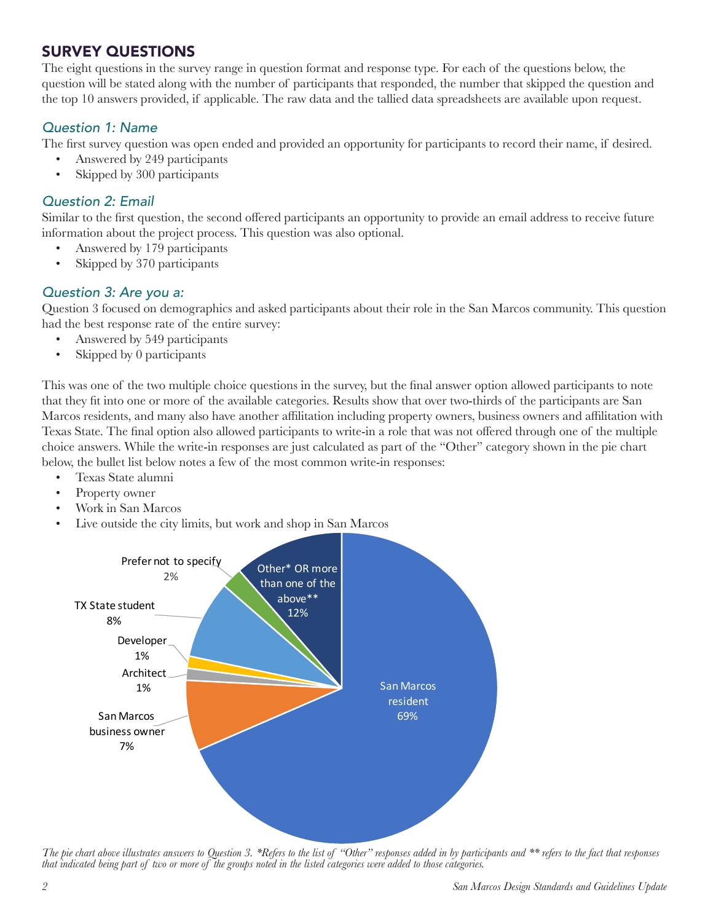## SURVEY QUESTIONS

The eight questions in the survey range in question format and response type. For each of the questions below, the question will be stated along with the number of participants that responded, the number that skipped the question and the top 10 answers provided, if applicable. The raw data and the tallied data spreadsheets are available upon request.

### *Question 1: Name*

The first survey question was open ended and provided an opportunity for participants to record their name, if desired.

- Answered by 249 participants
- Skipped by 300 participants

### *Question 2: Email*

Similar to the first question, the second offered participants an opportunity to provide an email address to receive future information about the project process. This question was also optional.

- Answered by 179 participants
- Skipped by 370 participants

### *Question 3: Are you a:*

Question 3 focused on demographics and asked participants about their role in the San Marcos community. This question had the best response rate of the entire survey:

- Answered by 549 participants
- Skipped by 0 participants

This was one of the two multiple choice questions in the survey, but the final answer option allowed participants to note that they fit into one or more of the available categories. Results show that over two-thirds of the participants are San Marcos residents, and many also have another affiliation including property owners, business owners and affilitation with Texas State. The final option also allowed participants to write-in a role that was not offered through one of the multiple choice answers. While the write-in responses are just calculated as part of the "Other" category shown in the pie chart below, the bullet list below notes a few of the most common write-in responses:

- Texas State alumni
- Property owner
- Work in San Marcos
- Live outside the city limits, but work and shop in San Marcos

| Category | Percentage |
|---|---|
| San Marcos resident | 69% |
| San Marcos business owner | 7% |
| Architect | 1% |
| Developer | 1% |
| TX State student | 8% |
| Prefer not to specify | 2% |
| Other* OR more than one of the above** | 12% |

*The pie chart above illustrates answers to Question 3. *Refers to the list of "Other" responses added in by participants and ** refers to the fact that responses that indicated being part of two or more of the groups noted in the listed categories were added to those categories.*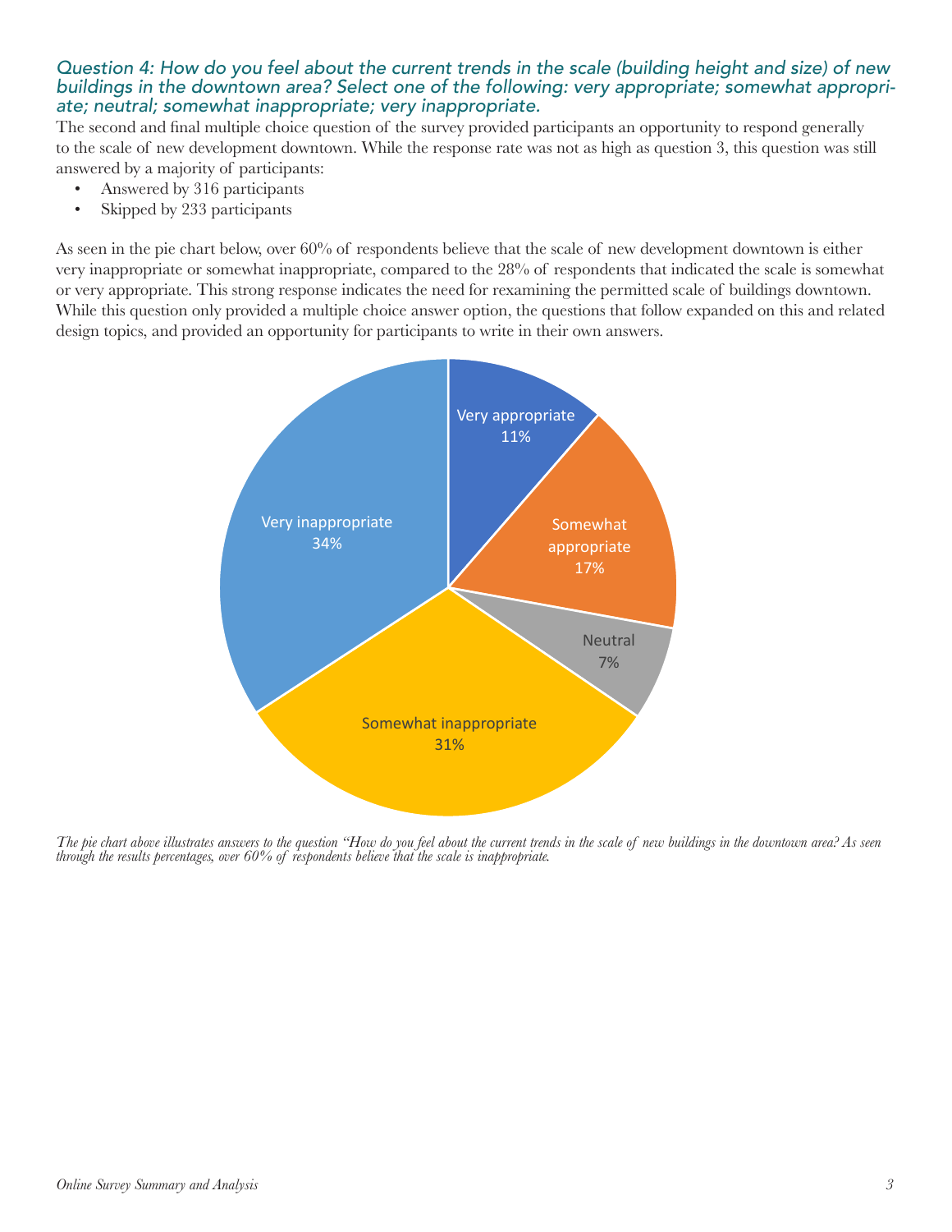### *Question 4: How do you feel about the current trends in the scale (building height and size) of new buildings in the downtown area? Select one of the following: very appropriate; somewhat appropriate; neutral; somewhat inappropriate; very inappropriate.*

The second and final multiple choice question of the survey provided participants an opportunity to respond generally to the scale of new development downtown. While the response rate was not as high as question 3, this question was still answered by a majority of participants:

- Answered by 316 participants
- Skipped by 233 participants

As seen in the pie chart below, over 60% of respondents believe that the scale of new development downtown is either very inappropriate or somewhat inappropriate, compared to the 28% of respondents that indicated the scale is somewhat or very appropriate. This strong response indicates the need for rexamining the permitted scale of buildings downtown. While this question only provided a multiple choice answer option, the questions that follow expanded on this and related design topics, and provided an opportunity for participants to write in their own answers.

| Response | Percentage |
|---|---|
| Very appropriate | 11% |
| Somewhat appropriate | 17% |
| Neutral | 7% |
| Somewhat inappropriate | 31% |
| Very inappropriate | 34% |

*The pie chart above illustrates answers to the question "How do you feel about the current trends in the scale of new buildings in the downtown area? As seen through the results percentages, over 60% of respondents believe that the scale is inappropriate.*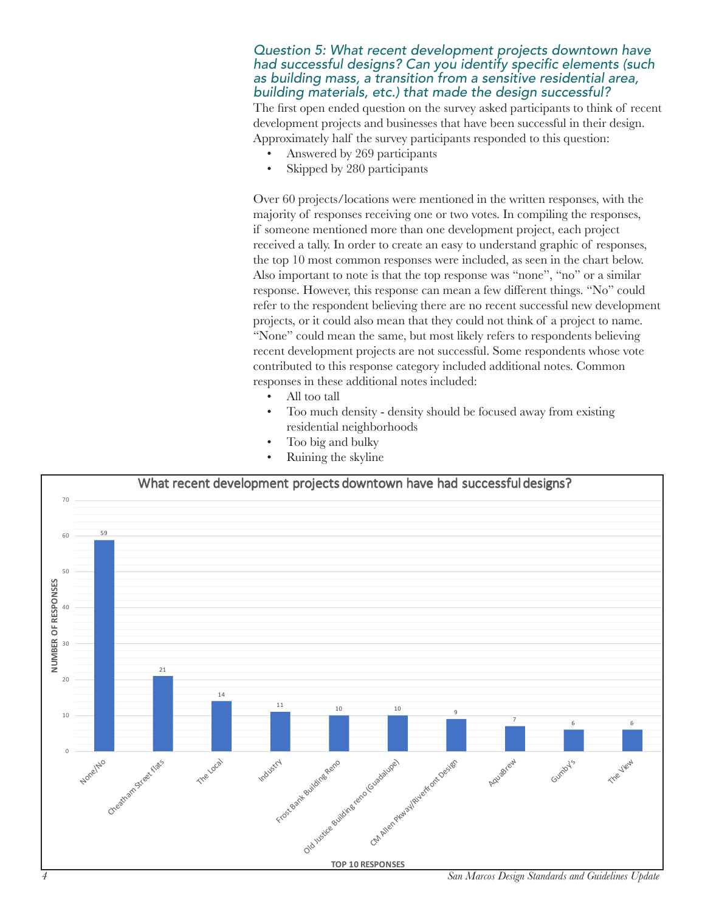### *Question 5: What recent development projects downtown have had successful designs? Can you identify specific elements (such as building mass, a transition from a sensitive residential area, building materials, etc.) that made the design successful?*

The first open ended question on the survey asked participants to think of recent development projects and businesses that have been successful in their design. Approximately half the survey participants responded to this question:

- Answered by 269 participants
- Skipped by 280 participants

Over 60 projects/locations were mentioned in the written responses, with the majority of responses receiving one or two votes. In compiling the responses, if someone mentioned more than one development project, each project received a tally. In order to create an easy to understand graphic of responses, the top 10 most common responses were included, as seen in the chart below. Also important to note is that the top response was "none", "no" or a similar response. However, this response can mean a few different things. "No" could refer to the respondent believing there are no recent successful new development projects, or it could also mean that they could not think of a project to name. "None" could mean the same, but most likely refers to respondents believing recent development projects are not successful. Some respondents whose vote contributed to this response category included additional notes. Common responses in these additional notes included:

- All too tall
- Too much density - density should be focused away from existing residential neighborhoods
- Too big and bulky
- Ruining the skyline

**What recent development projects downtown have had successful designs?**

| Top 10 Responses | Number of Responses |
|---|---|
| None/No | 59 |
| Cheatham Street flats | 21 |
| The Local | 14 |
| Industry | 11 |
| Frost Bank Building Reno | 10 |
| Old Justice Building reno (Guadalupe) | 10 |
| CM Allen Pkway/Riverfront Design | 9 |
| AquaBrew | 7 |
| Gumby's | 6 |
| The View | 6 |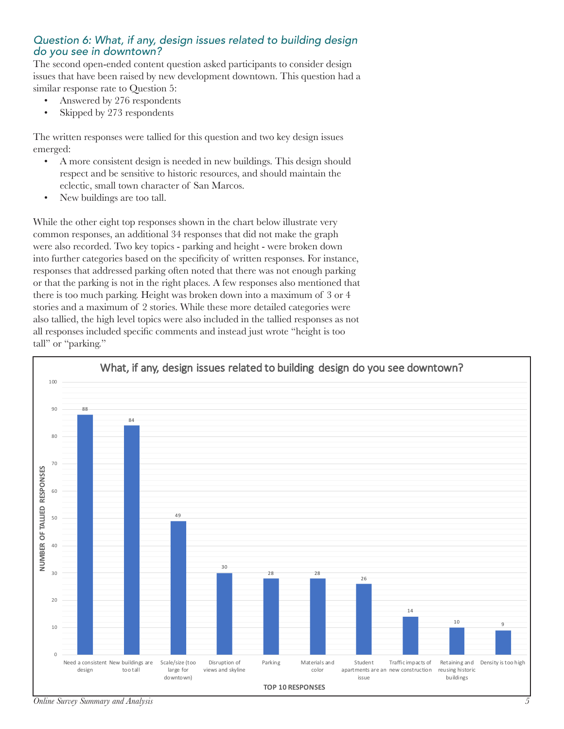### *Question 6: What, if any, design issues related to building design do you see in downtown?*

The second open-ended content question asked participants to consider design issues that have been raised by new development downtown. This question had a similar response rate to Question 5:

- Answered by 276 respondents
- Skipped by 273 respondents

The written responses were tallied for this question and two key design issues emerged:

- A more consistent design is needed in new buildings. This design should respect and be sensitive to historic resources, and should maintain the eclectic, small town character of San Marcos.
- New buildings are too tall.

While the other eight top responses shown in the chart below illustrate very common responses, an additional 34 responses that did not make the graph were also recorded. Two key topics - parking and height - were broken down into further categories based on the specificity of written responses. For instance, responses that addressed parking often noted that there was not enough parking or that the parking is not in the right places. A few responses also mentioned that there is too much parking. Height was broken down into a maximum of 3 or 4 stories and a maximum of 2 stories. While these more detailed categories were also tallied, the high level topics were also included in the tallied responses as not all responses included specific comments and instead just wrote "height is too tall" or "parking."

**What, if any, design issues related to building design do you see downtown?**

| TOP 10 RESPONSES | NUMBER OF TALLIED RESPONSES |
|---|---|
| Need a consistent design | 88 |
| New buildings are too tall | 84 |
| Scale/size (too large for downtown) | 49 |
| Disruption of views and skyline | 30 |
| Parking | 28 |
| Materials and color | 28 |
| Student apartments are an issue | 26 |
| Traffic impacts of new construction | 14 |
| Retaining and reusing historic buildings | 10 |
| Density is too high | 9 |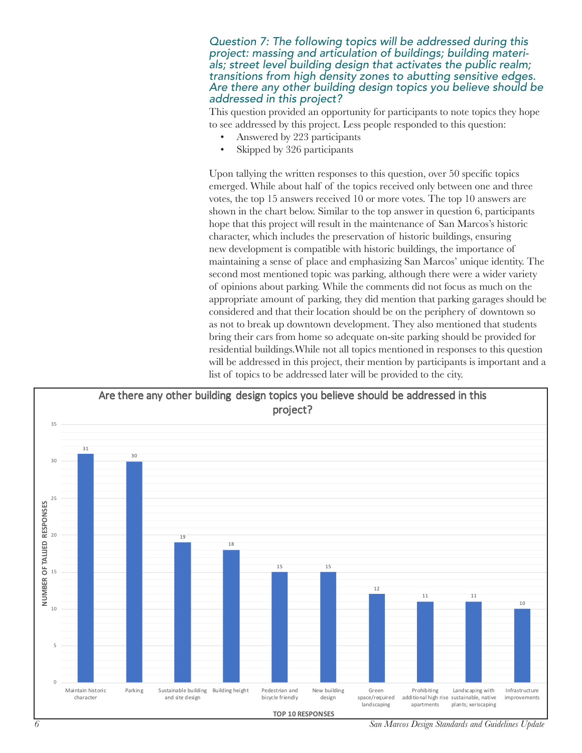*Question 7: The following topics will be addressed during this project: massing and articulation of buildings; building materials; street level building design that activates the public realm; transitions from high density zones to abutting sensitive edges. Are there any other building design topics you believe should be addressed in this project?*

This question provided an opportunity for participants to note topics they hope to see addressed by this project. Less people responded to this question:

- Answered by 223 participants
- Skipped by 326 participants

Upon tallying the written responses to this question, over 50 specific topics emerged. While about half of the topics received only between one and three votes, the top 15 answers received 10 or more votes. The top 10 answers are shown in the chart below. Similar to the top answer in question 6, participants hope that this project will result in the maintenance of San Marcos's historic character, which includes the preservation of historic buildings, ensuring new development is compatible with historic buildings, the importance of maintaining a sense of place and emphasizing San Marcos' unique identity. The second most mentioned topic was parking, although there were a wider variety of opinions about parking. While the comments did not focus as much on the appropriate amount of parking, they did mention that parking garages should be considered and that their location should be on the periphery of downtown so as not to break up downtown development. They also mentioned that students bring their cars from home so adequate on-site parking should be provided for residential buildings.While not all topics mentioned in responses to this question will be addressed in this project, their mention by participants is important and a list of topics to be addressed later will be provided to the city.

**Are there any other building design topics you believe should be addressed in this project?**

| TOP 10 RESPONSES | NUMBER OF TALLIED RESPONSES |
|---|---|
| Maintain historic character | 31 |
| Parking | 30 |
| Sustainable building and site design | 19 |
| Building height | 18 |
| Pedestrian and bicycle friendly | 15 |
| New building design | 15 |
| Green space/required landscaping | 12 |
| Prohibiting additional high rise apartments | 11 |
| Landscaping with sustainable, native plants; xeriscaping | 11 |
| Infrastructure improvements | 10 |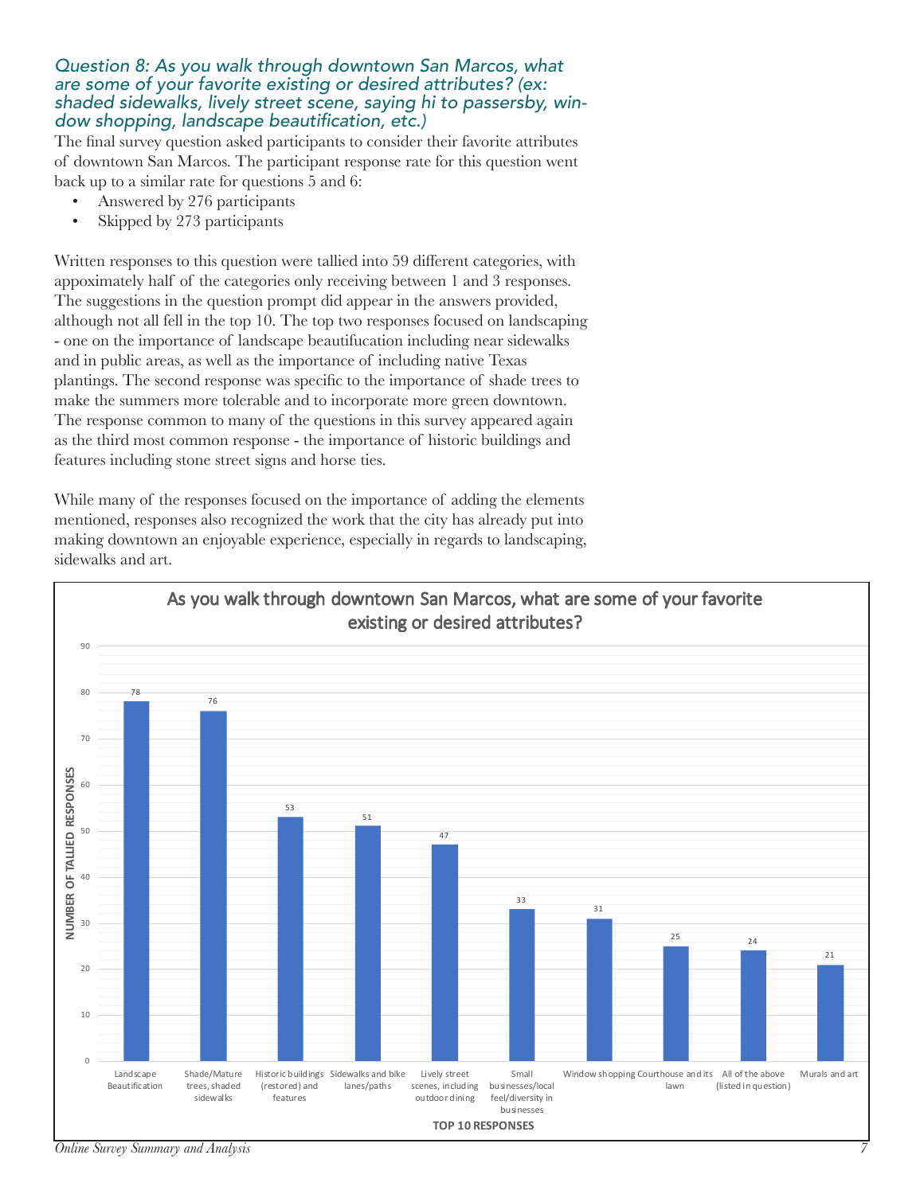### *Question 8: As you walk through downtown San Marcos, what are some of your favorite existing or desired attributes? (ex: shaded sidewalks, lively street scene, saying hi to passersby, window shopping, landscape beautification, etc.)*

The final survey question asked participants to consider their favorite attributes of downtown San Marcos. The participant response rate for this question went back up to a similar rate for questions 5 and 6:

- Answered by 276 participants
- Skipped by 273 participants

Written responses to this question were tallied into 59 different categories, with appoximately half of the categories only receiving between 1 and 3 responses. The suggestions in the question prompt did appear in the answers provided, although not all fell in the top 10. The top two responses focused on landscaping - one on the importance of landscape beautifucation including near sidewalks and in public areas, as well as the importance of including native Texas plantings. The second response was specific to the importance of shade trees to make the summers more tolerable and to incorporate more green downtown. The response common to many of the questions in this survey appeared again as the third most common response - the importance of historic buildings and features including stone street signs and horse ties.

While many of the responses focused on the importance of adding the elements mentioned, responses also recognized the work that the city has already put into making downtown an enjoyable experience, especially in regards to landscaping, sidewalks and art.

**As you walk through downtown San Marcos, what are some of your favorite existing or desired attributes?**

| TOP 10 RESPONSES | NUMBER OF TALLIED RESPONSES |
|---|---|
| Landscape Beautification | 78 |
| Shade/Mature trees, shaded sidewalks | 76 |
| Historic buildings (restored) and features | 53 |
| Sidewalks and bike lanes/paths | 51 |
| Lively street scenes, including outdoor dining | 47 |
| Small businesses/local feel/diversity in businesses | 33 |
| Window shopping | 31 |
| Courthouse and its lawn | 25 |
| All of the above (listed in question) | 24 |
| Murals and art | 21 |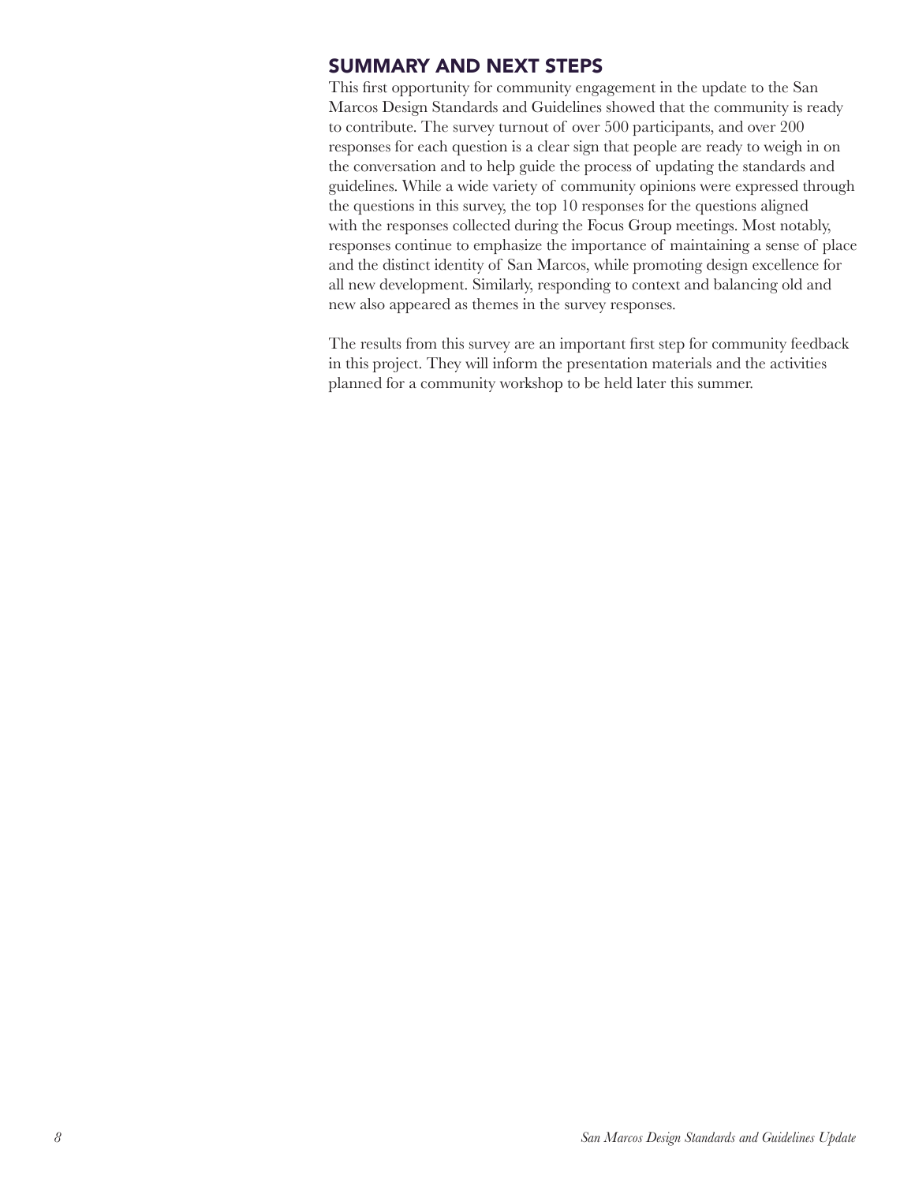## SUMMARY AND NEXT STEPS

This first opportunity for community engagement in the update to the San Marcos Design Standards and Guidelines showed that the community is ready to contribute. The survey turnout of over 500 participants, and over 200 responses for each question is a clear sign that people are ready to weigh in on the conversation and to help guide the process of updating the standards and guidelines. While a wide variety of community opinions were expressed through the questions in this survey, the top 10 responses for the questions aligned with the responses collected during the Focus Group meetings. Most notably, responses continue to emphasize the importance of maintaining a sense of place and the distinct identity of San Marcos, while promoting design excellence for all new development. Similarly, responding to context and balancing old and new also appeared as themes in the survey responses.

The results from this survey are an important first step for community feedback in this project. They will inform the presentation materials and the activities planned for a community workshop to be held later this summer.